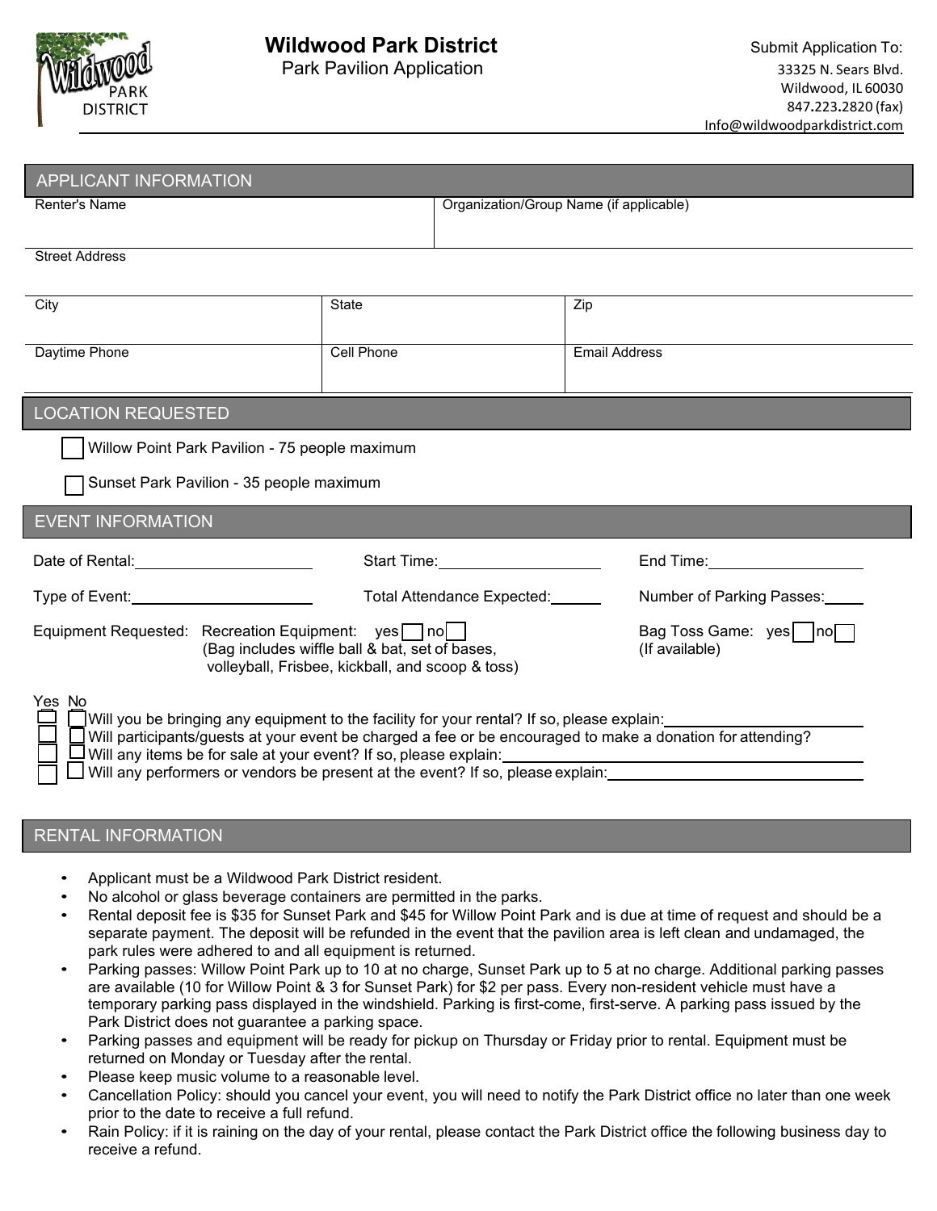# Wildwood Park District

Park Pavilion Application

Submit Application To:
33325 N. Sears Blvd.
Wildwood, IL 60030
847.223.2820 (fax)
Info@wildwoodparkdistrict.com

## APPLICANT INFORMATION

| Renter's Name | | Organization/Group Name (if applicable) |
|---|---|---|
| Street Address | | |
| City | State | Zip |
| Daytime Phone | Cell Phone | Email Address |

## LOCATION REQUESTED

- ☐ Willow Point Park Pavilion - 75 people maximum
- ☐ Sunset Park Pavilion - 35 people maximum

## EVENT INFORMATION

Date of Rental:____________ Start Time:____________ End Time:____________

Type of Event:____________ Total Attendance Expected:______ Number of Parking Passes:_____

Equipment Requested: Recreation Equipment: yes ☐ no ☐
(Bag includes wiffle ball & bat, set of bases, volleyball, Frisbee, kickball, and scoop & toss)

Bag Toss Game: yes ☐ no ☐
(If available)

| Yes | No | |
|---|---|---|
| ☐ | ☐ | Will you be bringing any equipment to the facility for your rental? If so, please explain:____________ |
| ☐ | ☐ | Will participants/guests at your event be charged a fee or be encouraged to make a donation for attending? |
| ☐ | ☐ | Will any items be for sale at your event? If so, please explain:____________ |
| ☐ | ☐ | Will any performers or vendors be present at the event? If so, please explain:____________ |

## RENTAL INFORMATION

- Applicant must be a Wildwood Park District resident.
- No alcohol or glass beverage containers are permitted in the parks.
- Rental deposit fee is $35 for Sunset Park and $45 for Willow Point Park and is due at time of request and should be a separate payment. The deposit will be refunded in the event that the pavilion area is left clean and undamaged, the park rules were adhered to and all equipment is returned.
- Parking passes: Willow Point Park up to 10 at no charge, Sunset Park up to 5 at no charge. Additional parking passes are available (10 for Willow Point & 3 for Sunset Park) for $2 per pass. Every non-resident vehicle must have a temporary parking pass displayed in the windshield. Parking is first-come, first-serve. A parking pass issued by the Park District does not guarantee a parking space.
- Parking passes and equipment will be ready for pickup on Thursday or Friday prior to rental. Equipment must be returned on Monday or Tuesday after the rental.
- Please keep music volume to a reasonable level.
- Cancellation Policy: should you cancel your event, you will need to notify the Park District office no later than one week prior to the date to receive a full refund.
- Rain Policy: if it is raining on the day of your rental, please contact the Park District office the following business day to receive a refund.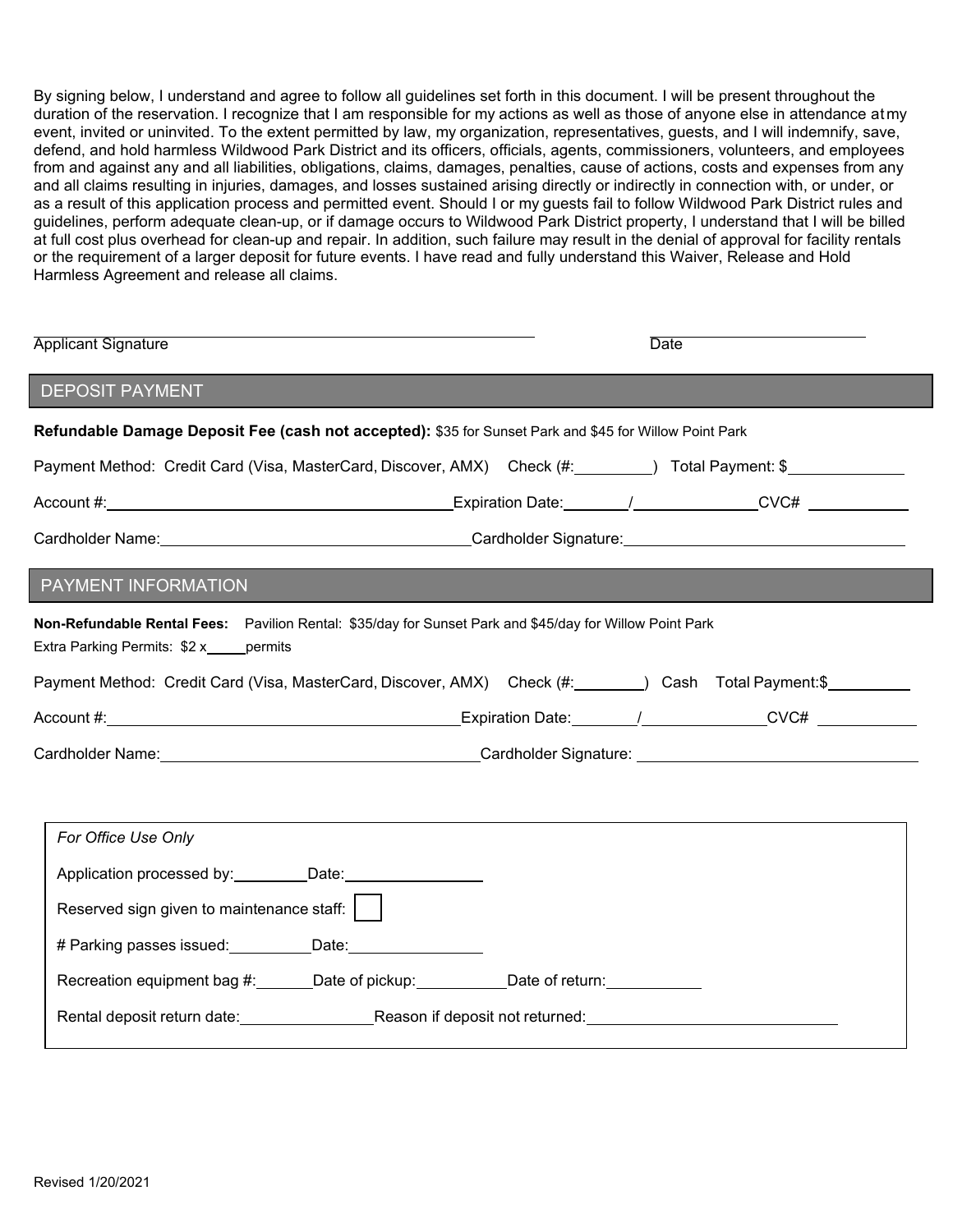By signing below, I understand and agree to follow all guidelines set forth in this document. I will be present throughout the duration of the reservation. I recognize that I am responsible for my actions as well as those of anyone else in attendance at my event, invited or uninvited. To the extent permitted by law, my organization, representatives, guests, and I will indemnify, save, defend, and hold harmless Wildwood Park District and its officers, officials, agents, commissioners, volunteers, and employees from and against any and all liabilities, obligations, claims, damages, penalties, cause of actions, costs and expenses from any and all claims resulting in injuries, damages, and losses sustained arising directly or indirectly in connection with, or under, or as a result of this application process and permitted event. Should I or my guests fail to follow Wildwood Park District rules and guidelines, perform adequate clean-up, or if damage occurs to Wildwood Park District property, I understand that I will be billed at full cost plus overhead for clean-up and repair. In addition, such failure may result in the denial of approval for facility rentals or the requirement of a larger deposit for future events. I have read and fully understand this Waiver, Release and Hold Harmless Agreement and release all claims.

Applicant Signature ______________________________ Date ______________

## DEPOSIT PAYMENT

**Refundable Damage Deposit Fee (cash not accepted):** $35 for Sunset Park and $45 for Willow Point Park

Payment Method: Credit Card (Visa, MasterCard, Discover, AMX) Check (#:________) Total Payment: $____________

Account #:______________________________ Expiration Date:______/____________ CVC# __________

Cardholder Name:____________________________ Cardholder Signature:____________________________

## PAYMENT INFORMATION

**Non-Refundable Rental Fees:** Pavilion Rental: $35/day for Sunset Park and $45/day for Willow Point Park

Extra Parking Permits: $2 x_____permits

Payment Method: Credit Card (Visa, MasterCard, Discover, AMX) Check (#:________) Cash Total Payment:$_________

Account #:______________________________ Expiration Date:______/____________ CVC# __________

Cardholder Name:____________________________ Cardholder Signature: ____________________________

*For Office Use Only*

Application processed by:________ Date:______________

Reserved sign given to maintenance staff: ☐

# Parking passes issued:_________ Date:______________

Recreation equipment bag #:______ Date of pickup:__________ Date of return:__________

Rental deposit return date:______________ Reason if deposit not returned:__________________________

Revised 1/20/2021